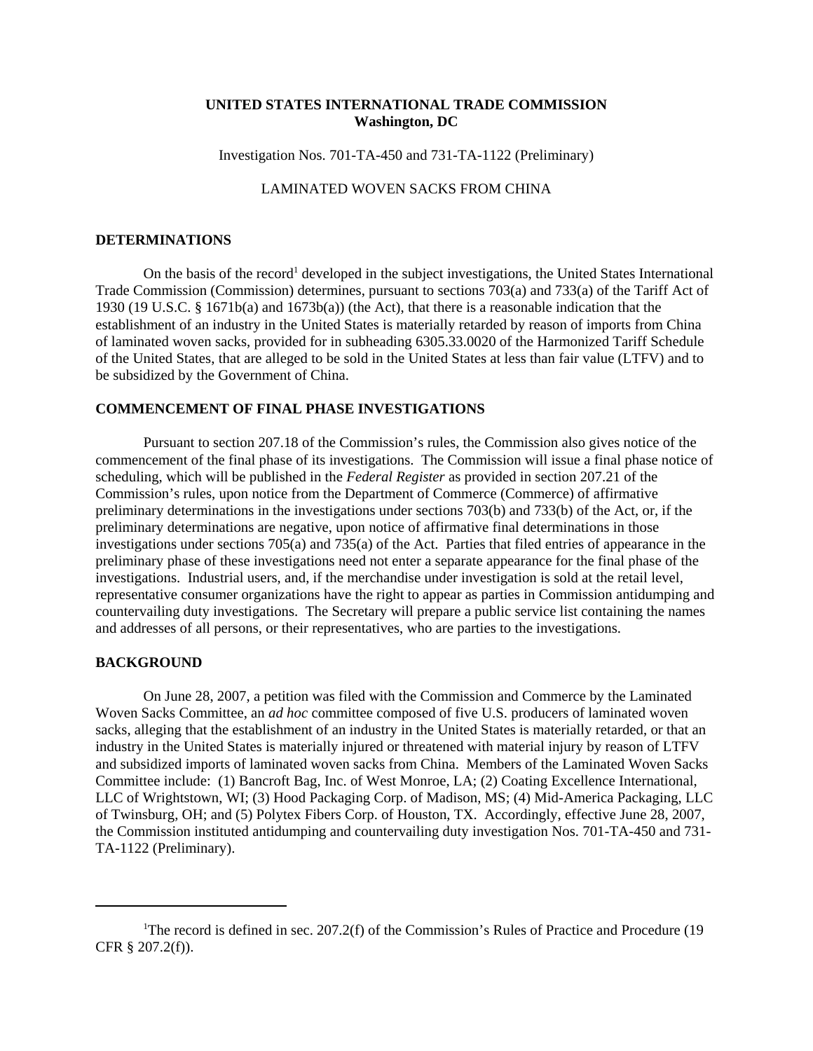**UNITED STATES INTERNATIONAL TRADE COMMISSION**
**Washington, DC**

Investigation Nos. 701-TA-450 and 731-TA-1122 (Preliminary)

LAMINATED WOVEN SACKS FROM CHINA

## DETERMINATIONS

On the basis of the record[1] developed in the subject investigations, the United States International Trade Commission (Commission) determines, pursuant to sections 703(a) and 733(a) of the Tariff Act of 1930 (19 U.S.C. § 1671b(a) and 1673b(a)) (the Act), that there is a reasonable indication that the establishment of an industry in the United States is materially retarded by reason of imports from China of laminated woven sacks, provided for in subheading 6305.33.0020 of the Harmonized Tariff Schedule of the United States, that are alleged to be sold in the United States at less than fair value (LTFV) and to be subsidized by the Government of China.

## COMMENCEMENT OF FINAL PHASE INVESTIGATIONS

Pursuant to section 207.18 of the Commission's rules, the Commission also gives notice of the commencement of the final phase of its investigations. The Commission will issue a final phase notice of scheduling, which will be published in the *Federal Register* as provided in section 207.21 of the Commission's rules, upon notice from the Department of Commerce (Commerce) of affirmative preliminary determinations in the investigations under sections 703(b) and 733(b) of the Act, or, if the preliminary determinations are negative, upon notice of affirmative final determinations in those investigations under sections 705(a) and 735(a) of the Act. Parties that filed entries of appearance in the preliminary phase of these investigations need not enter a separate appearance for the final phase of the investigations. Industrial users, and, if the merchandise under investigation is sold at the retail level, representative consumer organizations have the right to appear as parties in Commission antidumping and countervailing duty investigations. The Secretary will prepare a public service list containing the names and addresses of all persons, or their representatives, who are parties to the investigations.

## BACKGROUND

On June 28, 2007, a petition was filed with the Commission and Commerce by the Laminated Woven Sacks Committee, an *ad hoc* committee composed of five U.S. producers of laminated woven sacks, alleging that the establishment of an industry in the United States is materially retarded, or that an industry in the United States is materially injured or threatened with material injury by reason of LTFV and subsidized imports of laminated woven sacks from China. Members of the Laminated Woven Sacks Committee include: (1) Bancroft Bag, Inc. of West Monroe, LA; (2) Coating Excellence International, LLC of Wrightstown, WI; (3) Hood Packaging Corp. of Madison, MS; (4) Mid-America Packaging, LLC of Twinsburg, OH; and (5) Polytex Fibers Corp. of Houston, TX. Accordingly, effective June 28, 2007, the Commission instituted antidumping and countervailing duty investigation Nos. 701-TA-450 and 731-TA-1122 (Preliminary).

---

[1] The record is defined in sec. 207.2(f) of the Commission's Rules of Practice and Procedure (19 CFR § 207.2(f)).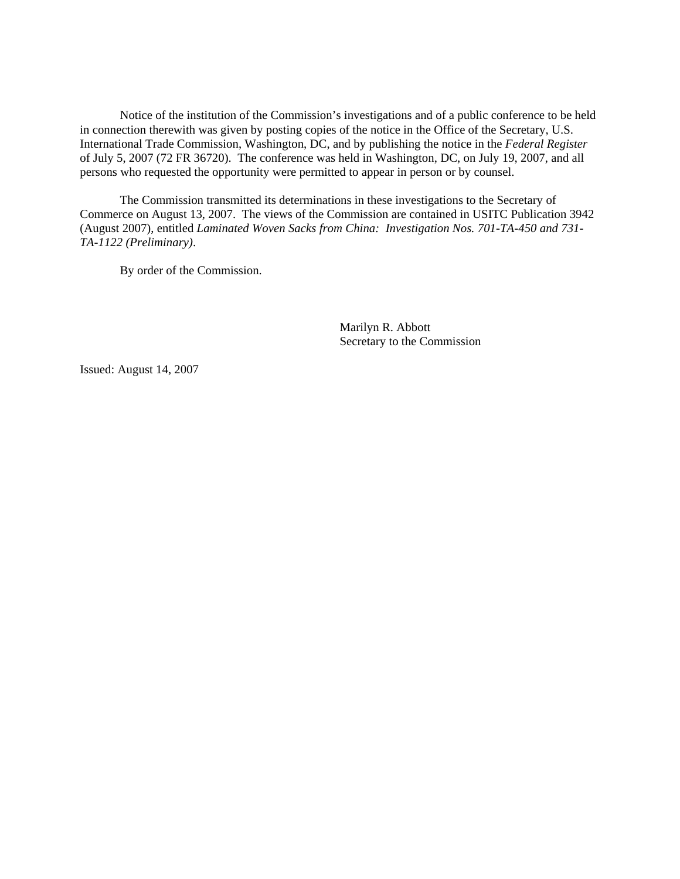Notice of the institution of the Commission's investigations and of a public conference to be held in connection therewith was given by posting copies of the notice in the Office of the Secretary, U.S. International Trade Commission, Washington, DC, and by publishing the notice in the *Federal Register* of July 5, 2007 (72 FR 36720). The conference was held in Washington, DC, on July 19, 2007, and all persons who requested the opportunity were permitted to appear in person or by counsel.

The Commission transmitted its determinations in these investigations to the Secretary of Commerce on August 13, 2007. The views of the Commission are contained in USITC Publication 3942 (August 2007), entitled *Laminated Woven Sacks from China: Investigation Nos. 701-TA-450 and 731-TA-1122 (Preliminary)*.

By order of the Commission.

Marilyn R. Abbott
Secretary to the Commission

Issued: August 14, 2007